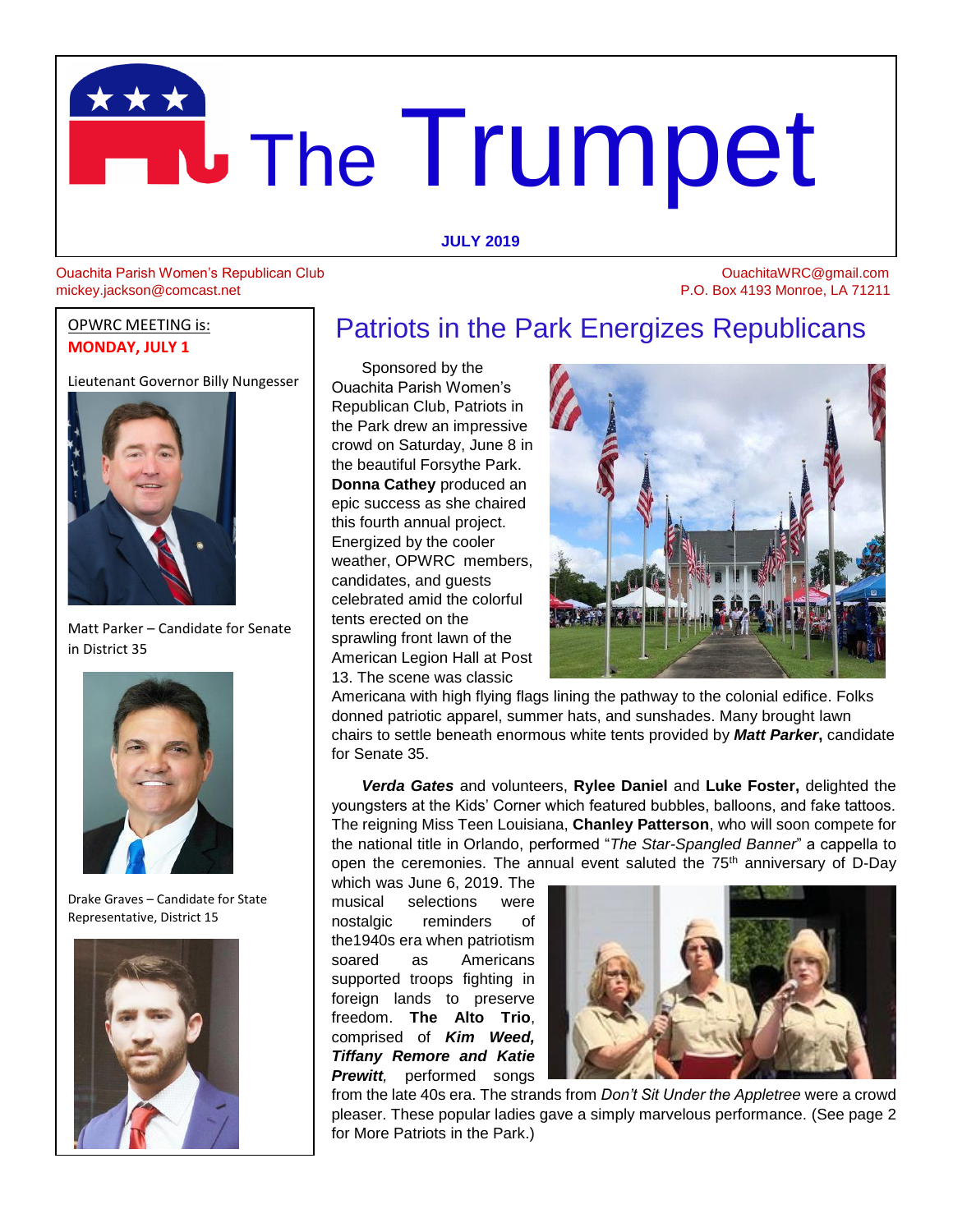# The Trumpet

**JULY 2019**

Ouachita Parish Women's Republican Club
mickey.jackson@comcast.net

OuachitaWRC@gmail.com
P.O. Box 4193 Monroe, LA 71211

OPWRC MEETING is:
**MONDAY, JULY 1**

Lieutenant Governor Billy Nungesser

Matt Parker – Candidate for Senate in District 35

Drake Graves – Candidate for State Representative, District 15

## Patriots in the Park Energizes Republicans

Sponsored by the Ouachita Parish Women's Republican Club, Patriots in the Park drew an impressive crowd on Saturday, June 8 in the beautiful Forsythe Park. **Donna Cathey** produced an epic success as she chaired this fourth annual project. Energized by the cooler weather, OPWRC members, candidates, and guests celebrated amid the colorful tents erected on the sprawling front lawn of the American Legion Hall at Post 13. The scene was classic Americana with high flying flags lining the pathway to the colonial edifice. Folks donned patriotic apparel, summer hats, and sunshades. Many brought lawn chairs to settle beneath enormous white tents provided by ***Matt Parker*****,** candidate for Senate 35.

***Verda Gates*** and volunteers, **Rylee Daniel** and **Luke Foster,** delighted the youngsters at the Kids' Corner which featured bubbles, balloons, and fake tattoos. The reigning Miss Teen Louisiana, **Chanley Patterson**, who will soon compete for the national title in Orlando, performed "*The Star-Spangled Banner*" a cappella to open the ceremonies. The annual event saluted the 75th anniversary of D-Day which was June 6, 2019. The musical selections were nostalgic reminders of the1940s era when patriotism soared as Americans supported troops fighting in foreign lands to preserve freedom. **The Alto Trio**, comprised of ***Kim Weed, Tiffany Remore and Katie Prewitt****,* performed songs from the late 40s era. The strands from *Don't Sit Under the Appletree* were a crowd pleaser. These popular ladies gave a simply marvelous performance. (See page 2 for More Patriots in the Park.)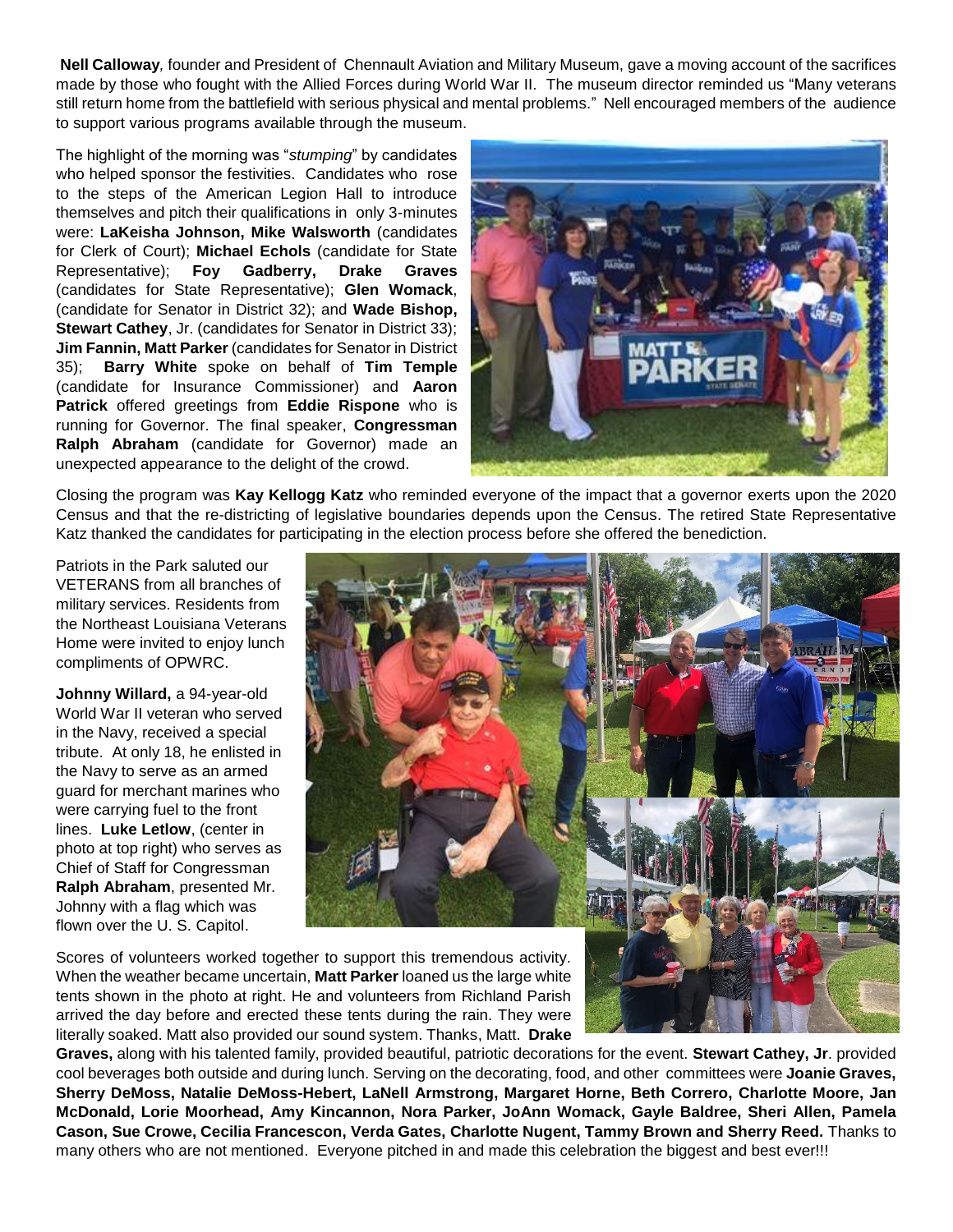**Nell Calloway**, founder and President of Chennault Aviation and Military Museum, gave a moving account of the sacrifices made by those who fought with the Allied Forces during World War II. The museum director reminded us "Many veterans still return home from the battlefield with serious physical and mental problems." Nell encouraged members of the audience to support various programs available through the museum.

The highlight of the morning was "*stumping*" by candidates who helped sponsor the festivities. Candidates who rose to the steps of the American Legion Hall to introduce themselves and pitch their qualifications in only 3-minutes were: **LaKeisha Johnson, Mike Walsworth** (candidates for Clerk of Court); **Michael Echols** (candidate for State Representative); **Foy Gadberry, Drake Graves** (candidates for State Representative); **Glen Womack**, (candidate for Senator in District 32); and **Wade Bishop, Stewart Cathey**, Jr. (candidates for Senator in District 33); **Jim Fannin, Matt Parker** (candidates for Senator in District 35); **Barry White** spoke on behalf of **Tim Temple** (candidate for Insurance Commissioner) and **Aaron Patrick** offered greetings from **Eddie Rispone** who is running for Governor. The final speaker, **Congressman Ralph Abraham** (candidate for Governor) made an unexpected appearance to the delight of the crowd.

Closing the program was **Kay Kellogg Katz** who reminded everyone of the impact that a governor exerts upon the 2020 Census and that the re-districting of legislative boundaries depends upon the Census. The retired State Representative Katz thanked the candidates for participating in the election process before she offered the benediction.

Patriots in the Park saluted our VETERANS from all branches of military services. Residents from the Northeast Louisiana Veterans Home were invited to enjoy lunch compliments of OPWRC.

**Johnny Willard,** a 94-year-old World War II veteran who served in the Navy, received a special tribute. At only 18, he enlisted in the Navy to serve as an armed guard for merchant marines who were carrying fuel to the front lines. **Luke Letlow**, (center in photo at top right) who serves as Chief of Staff for Congressman **Ralph Abraham**, presented Mr. Johnny with a flag which was flown over the U. S. Capitol.

Scores of volunteers worked together to support this tremendous activity. When the weather became uncertain, **Matt Parker** loaned us the large white tents shown in the photo at right. He and volunteers from Richland Parish arrived the day before and erected these tents during the rain. They were literally soaked. Matt also provided our sound system. Thanks, Matt. **Drake Graves,** along with his talented family, provided beautiful, patriotic decorations for the event. **Stewart Cathey, Jr**. provided cool beverages both outside and during lunch. Serving on the decorating, food, and other committees were **Joanie Graves, Sherry DeMoss, Natalie DeMoss-Hebert, LaNell Armstrong, Margaret Horne, Beth Correro, Charlotte Moore, Jan McDonald, Lorie Moorhead, Amy Kincannon, Nora Parker, JoAnn Womack, Gayle Baldree, Sheri Allen, Pamela Cason, Sue Crowe, Cecilia Francescon, Verda Gates, Charlotte Nugent, Tammy Brown and Sherry Reed.** Thanks to many others who are not mentioned. Everyone pitched in and made this celebration the biggest and best ever!!!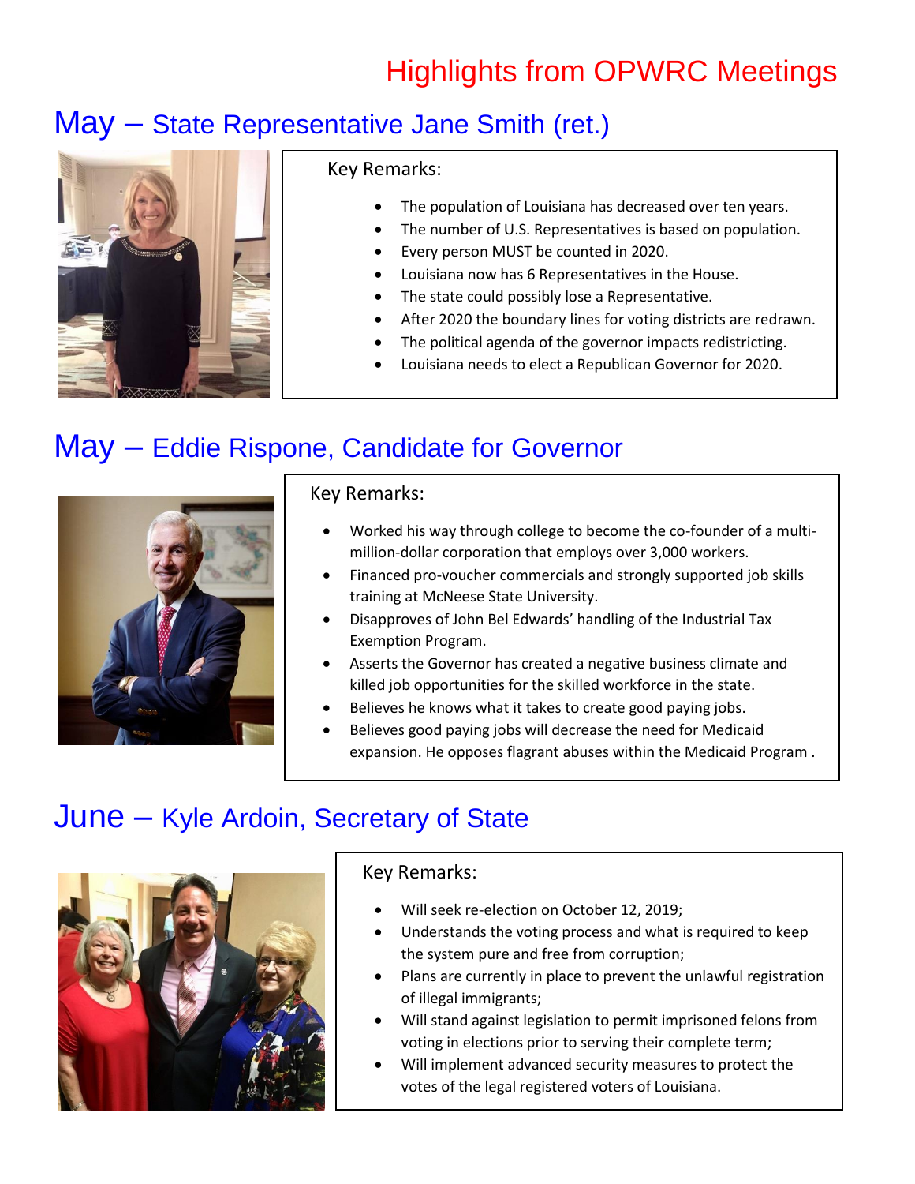# Highlights from OPWRC Meetings

## May – State Representative Jane Smith (ret.)

Key Remarks:

- The population of Louisiana has decreased over ten years.
- The number of U.S. Representatives is based on population.
- Every person MUST be counted in 2020.
- Louisiana now has 6 Representatives in the House.
- The state could possibly lose a Representative.
- After 2020 the boundary lines for voting districts are redrawn.
- The political agenda of the governor impacts redistricting.
- Louisiana needs to elect a Republican Governor for 2020.

## May – Eddie Rispone, Candidate for Governor

Key Remarks:

- Worked his way through college to become the co-founder of a multi-million-dollar corporation that employs over 3,000 workers.
- Financed pro-voucher commercials and strongly supported job skills training at McNeese State University.
- Disapproves of John Bel Edwards' handling of the Industrial Tax Exemption Program.
- Asserts the Governor has created a negative business climate and killed job opportunities for the skilled workforce in the state.
- Believes he knows what it takes to create good paying jobs.
- Believes good paying jobs will decrease the need for Medicaid expansion. He opposes flagrant abuses within the Medicaid Program .

## June – Kyle Ardoin, Secretary of State

Key Remarks:

- Will seek re-election on October 12, 2019;
- Understands the voting process and what is required to keep the system pure and free from corruption;
- Plans are currently in place to prevent the unlawful registration of illegal immigrants;
- Will stand against legislation to permit imprisoned felons from voting in elections prior to serving their complete term;
- Will implement advanced security measures to protect the votes of the legal registered voters of Louisiana.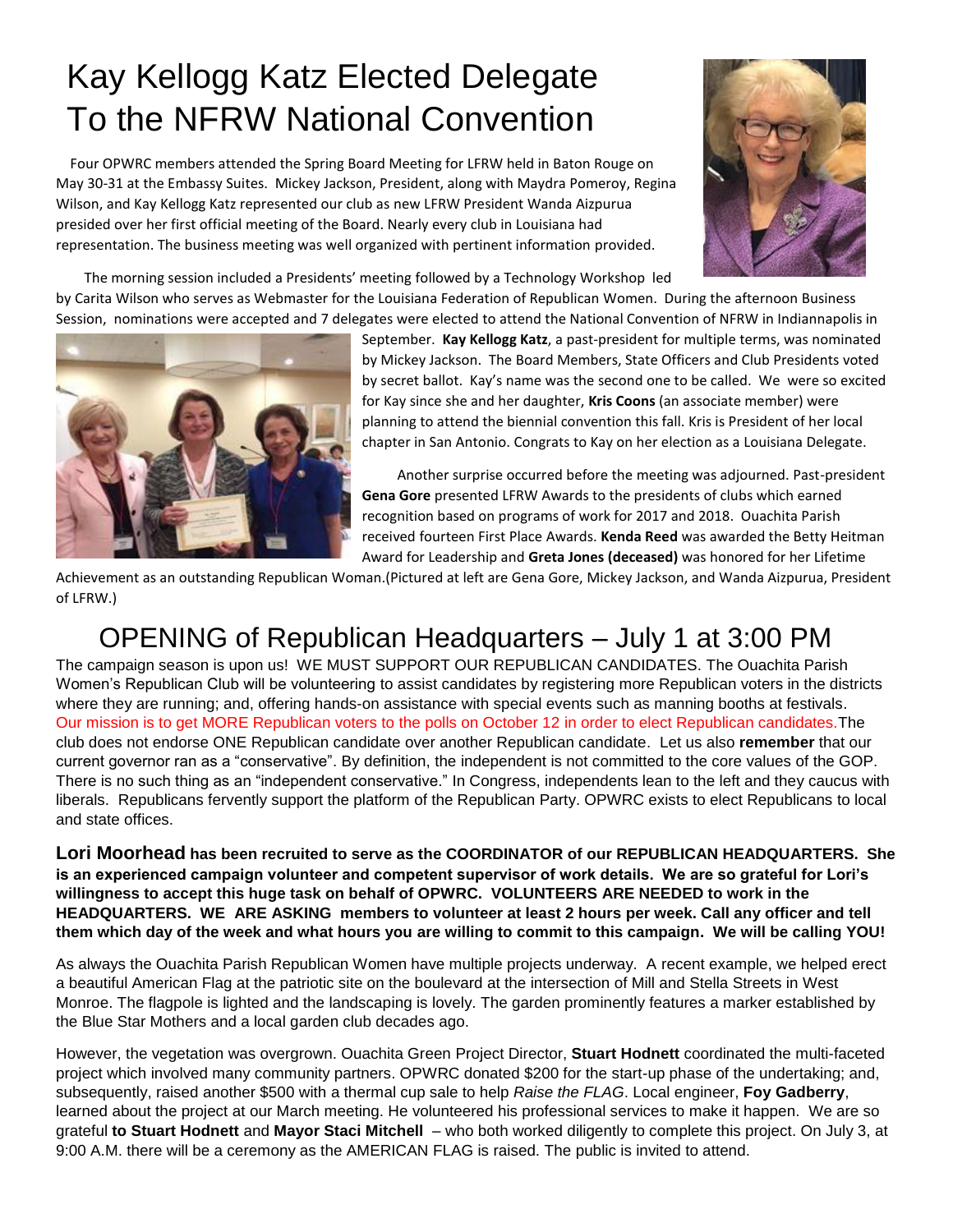# Kay Kellogg Katz Elected Delegate To the NFRW National Convention

Four OPWRC members attended the Spring Board Meeting for LFRW held in Baton Rouge on May 30-31 at the Embassy Suites. Mickey Jackson, President, along with Maydra Pomeroy, Regina Wilson, and Kay Kellogg Katz represented our club as new LFRW President Wanda Aizpurua presided over her first official meeting of the Board. Nearly every club in Louisiana had representation. The business meeting was well organized with pertinent information provided.

The morning session included a Presidents' meeting followed by a Technology Workshop led by Carita Wilson who serves as Webmaster for the Louisiana Federation of Republican Women. During the afternoon Business Session, nominations were accepted and 7 delegates were elected to attend the National Convention of NFRW in Indiannapolis in September. **Kay Kellogg Katz**, a past-president for multiple terms, was nominated by Mickey Jackson. The Board Members, State Officers and Club Presidents voted by secret ballot. Kay's name was the second one to be called. We were so excited for Kay since she and her daughter, **Kris Coons** (an associate member) were planning to attend the biennial convention this fall. Kris is President of her local chapter in San Antonio. Congrats to Kay on her election as a Louisiana Delegate.

Another surprise occurred before the meeting was adjourned. Past-president **Gena Gore** presented LFRW Awards to the presidents of clubs which earned recognition based on programs of work for 2017 and 2018. Ouachita Parish received fourteen First Place Awards. **Kenda Reed** was awarded the Betty Heitman Award for Leadership and **Greta Jones (deceased)** was honored for her Lifetime Achievement as an outstanding Republican Woman.(Pictured at left are Gena Gore, Mickey Jackson, and Wanda Aizpurua, President of LFRW.)

# OPENING of Republican Headquarters – July 1 at 3:00 PM

The campaign season is upon us! WE MUST SUPPORT OUR REPUBLICAN CANDIDATES. The Ouachita Parish Women's Republican Club will be volunteering to assist candidates by registering more Republican voters in the districts where they are running; and, offering hands-on assistance with special events such as manning booths at festivals. Our mission is to get MORE Republican voters to the polls on October 12 in order to elect Republican candidates. The club does not endorse ONE Republican candidate over another Republican candidate. Let us also **remember** that our current governor ran as a "conservative". By definition, the independent is not committed to the core values of the GOP. There is no such thing as an "independent conservative." In Congress, independents lean to the left and they caucus with liberals. Republicans fervently support the platform of the Republican Party. OPWRC exists to elect Republicans to local and state offices.

**Lori Moorhead has been recruited to serve as the COORDINATOR of our REPUBLICAN HEADQUARTERS. She is an experienced campaign volunteer and competent supervisor of work details. We are so grateful for Lori's willingness to accept this huge task on behalf of OPWRC. VOLUNTEERS ARE NEEDED to work in the HEADQUARTERS. WE ARE ASKING members to volunteer at least 2 hours per week. Call any officer and tell them which day of the week and what hours you are willing to commit to this campaign. We will be calling YOU!**

As always the Ouachita Parish Republican Women have multiple projects underway. A recent example, we helped erect a beautiful American Flag at the patriotic site on the boulevard at the intersection of Mill and Stella Streets in West Monroe. The flagpole is lighted and the landscaping is lovely. The garden prominently features a marker established by the Blue Star Mothers and a local garden club decades ago.

However, the vegetation was overgrown. Ouachita Green Project Director, **Stuart Hodnett** coordinated the multi-faceted project which involved many community partners. OPWRC donated $200 for the start-up phase of the undertaking; and, subsequently, raised another $500 with a thermal cup sale to help *Raise the FLAG*. Local engineer, **Foy Gadberry**, learned about the project at our March meeting. He volunteered his professional services to make it happen. We are so grateful **to Stuart Hodnett** and **Mayor Staci Mitchell** – who both worked diligently to complete this project. On July 3, at 9:00 A.M. there will be a ceremony as the AMERICAN FLAG is raised. The public is invited to attend.